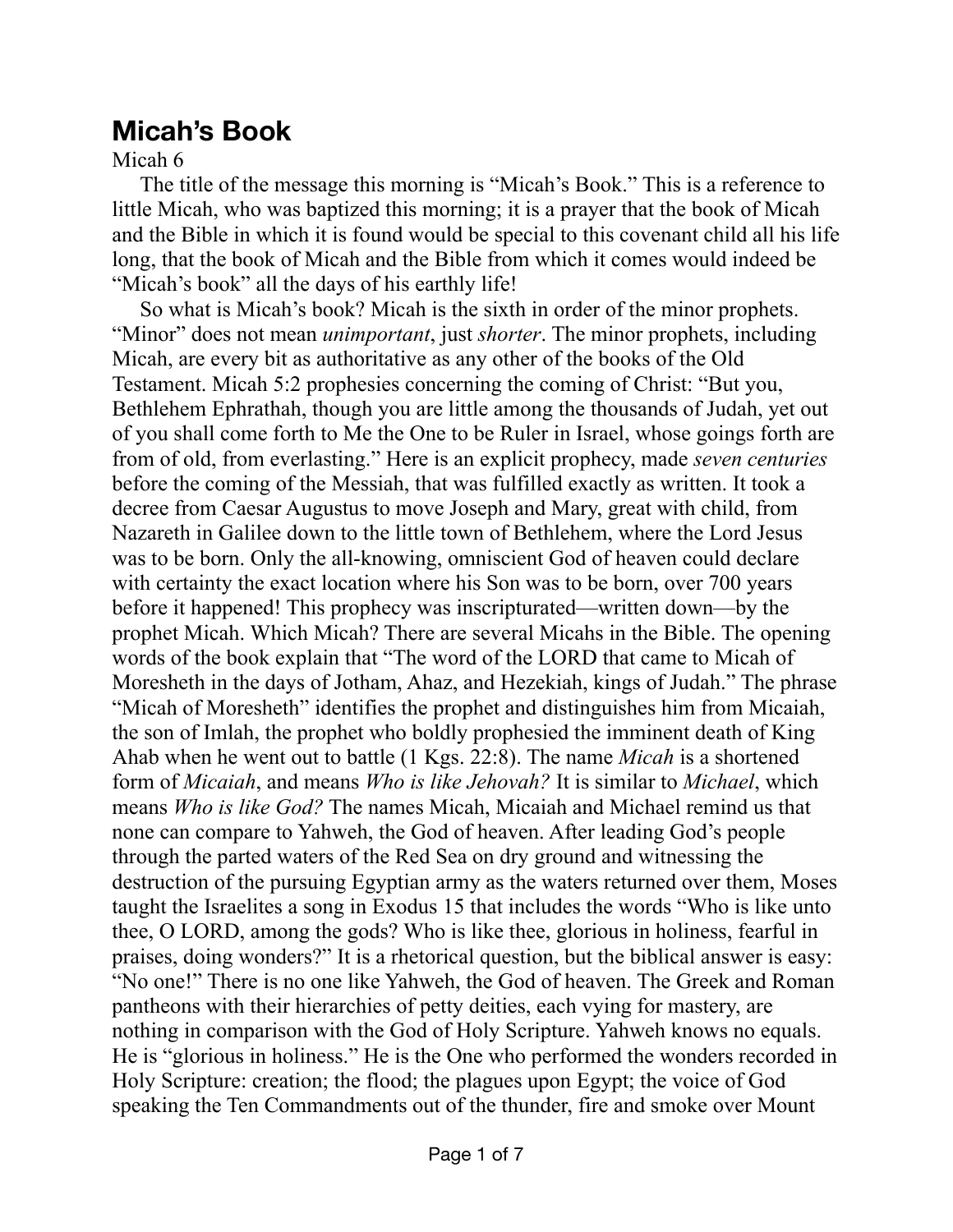# Micah's Book

Micah 6

The title of the message this morning is "Micah's Book." This is a reference to little Micah, who was baptized this morning; it is a prayer that the book of Micah and the Bible in which it is found would be special to this covenant child all his life long, that the book of Micah and the Bible from which it comes would indeed be "Micah's book" all the days of his earthly life!

So what is Micah's book? Micah is the sixth in order of the minor prophets. "Minor" does not mean *unimportant*, just *shorter*. The minor prophets, including Micah, are every bit as authoritative as any other of the books of the Old Testament. Micah 5:2 prophesies concerning the coming of Christ: "But you, Bethlehem Ephrathah, though you are little among the thousands of Judah, yet out of you shall come forth to Me the One to be Ruler in Israel, whose goings forth are from of old, from everlasting." Here is an explicit prophecy, made *seven centuries* before the coming of the Messiah, that was fulfilled exactly as written. It took a decree from Caesar Augustus to move Joseph and Mary, great with child, from Nazareth in Galilee down to the little town of Bethlehem, where the Lord Jesus was to be born. Only the all-knowing, omniscient God of heaven could declare with certainty the exact location where his Son was to be born, over 700 years before it happened! This prophecy was inscripturated—written down—by the prophet Micah. Which Micah? There are several Micahs in the Bible. The opening words of the book explain that "The word of the LORD that came to Micah of Moresheth in the days of Jotham, Ahaz, and Hezekiah, kings of Judah." The phrase "Micah of Moresheth" identifies the prophet and distinguishes him from Micaiah, the son of Imlah, the prophet who boldly prophesied the imminent death of King Ahab when he went out to battle (1 Kgs. 22:8). The name *Micah* is a shortened form of *Micaiah*, and means *Who is like Jehovah?* It is similar to *Michael*, which means *Who is like God?* The names Micah, Micaiah and Michael remind us that none can compare to Yahweh, the God of heaven. After leading God's people through the parted waters of the Red Sea on dry ground and witnessing the destruction of the pursuing Egyptian army as the waters returned over them, Moses taught the Israelites a song in Exodus 15 that includes the words "Who is like unto thee, O LORD, among the gods? Who is like thee, glorious in holiness, fearful in praises, doing wonders?" It is a rhetorical question, but the biblical answer is easy: "No one!" There is no one like Yahweh, the God of heaven. The Greek and Roman pantheons with their hierarchies of petty deities, each vying for mastery, are nothing in comparison with the God of Holy Scripture. Yahweh knows no equals. He is "glorious in holiness." He is the One who performed the wonders recorded in Holy Scripture: creation; the flood; the plagues upon Egypt; the voice of God speaking the Ten Commandments out of the thunder, fire and smoke over Mount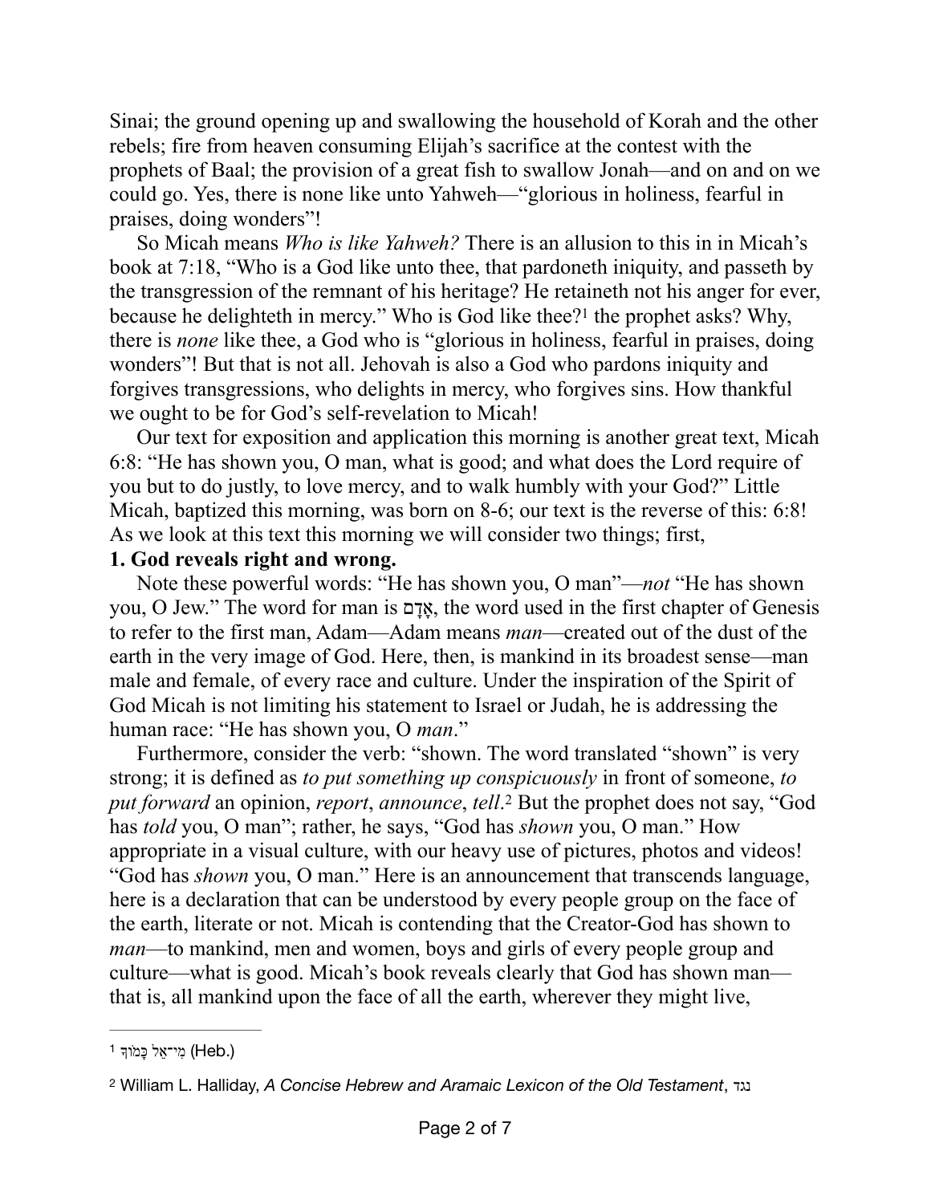Sinai; the ground opening up and swallowing the household of Korah and the other rebels; fire from heaven consuming Elijah's sacrifice at the contest with the prophets of Baal; the provision of a great fish to swallow Jonah—and on and on we could go. Yes, there is none like unto Yahweh—"glorious in holiness, fearful in praises, doing wonders"!

So Micah means *Who is like Yahweh?* There is an allusion to this in in Micah's book at 7:18, "Who is a God like unto thee, that pardoneth iniquity, and passeth by the transgression of the remnant of his heritage? He retaineth not his anger for ever, because he delighteth in mercy." Who is God like thee?[1] the prophet asks? Why, there is *none* like thee, a God who is "glorious in holiness, fearful in praises, doing wonders"! But that is not all. Jehovah is also a God who pardons iniquity and forgives transgressions, who delights in mercy, who forgives sins. How thankful we ought to be for God's self-revelation to Micah!

Our text for exposition and application this morning is another great text, Micah 6:8: "He has shown you, O man, what is good; and what does the Lord require of you but to do justly, to love mercy, and to walk humbly with your God?" Little Micah, baptized this morning, was born on 8-6; our text is the reverse of this: 6:8! As we look at this text this morning we will consider two things; first,

**1. God reveals right and wrong.**

Note these powerful words: "He has shown you, O man"—*not* "He has shown you, O Jew." The word for man is אָדָם, the word used in the first chapter of Genesis to refer to the first man, Adam—Adam means *man*—created out of the dust of the earth in the very image of God. Here, then, is mankind in its broadest sense—man male and female, of every race and culture. Under the inspiration of the Spirit of God Micah is not limiting his statement to Israel or Judah, he is addressing the human race: "He has shown you, O *man*."

Furthermore, consider the verb: "shown. The word translated "shown" is very strong; it is defined as *to put something up conspicuously* in front of someone, *to put forward* an opinion, *report*, *announce*, *tell*.[2] But the prophet does not say, "God has *told* you, O man"; rather, he says, "God has *shown* you, O man." How appropriate in a visual culture, with our heavy use of pictures, photos and videos! "God has *shown* you, O man." Here is an announcement that transcends language, here is a declaration that can be understood by every people group on the face of the earth, literate or not. Micah is contending that the Creator-God has shown to *man*—to mankind, men and women, boys and girls of every people group and culture—what is good. Micah's book reveals clearly that God has shown man—that is, all mankind upon the face of all the earth, wherever they might live,

---

[1] מִי־אֵל כָּמוֹךָ (Heb.)

[2] William L. Halliday, *A Concise Hebrew and Aramaic Lexicon of the Old Testament*, נגד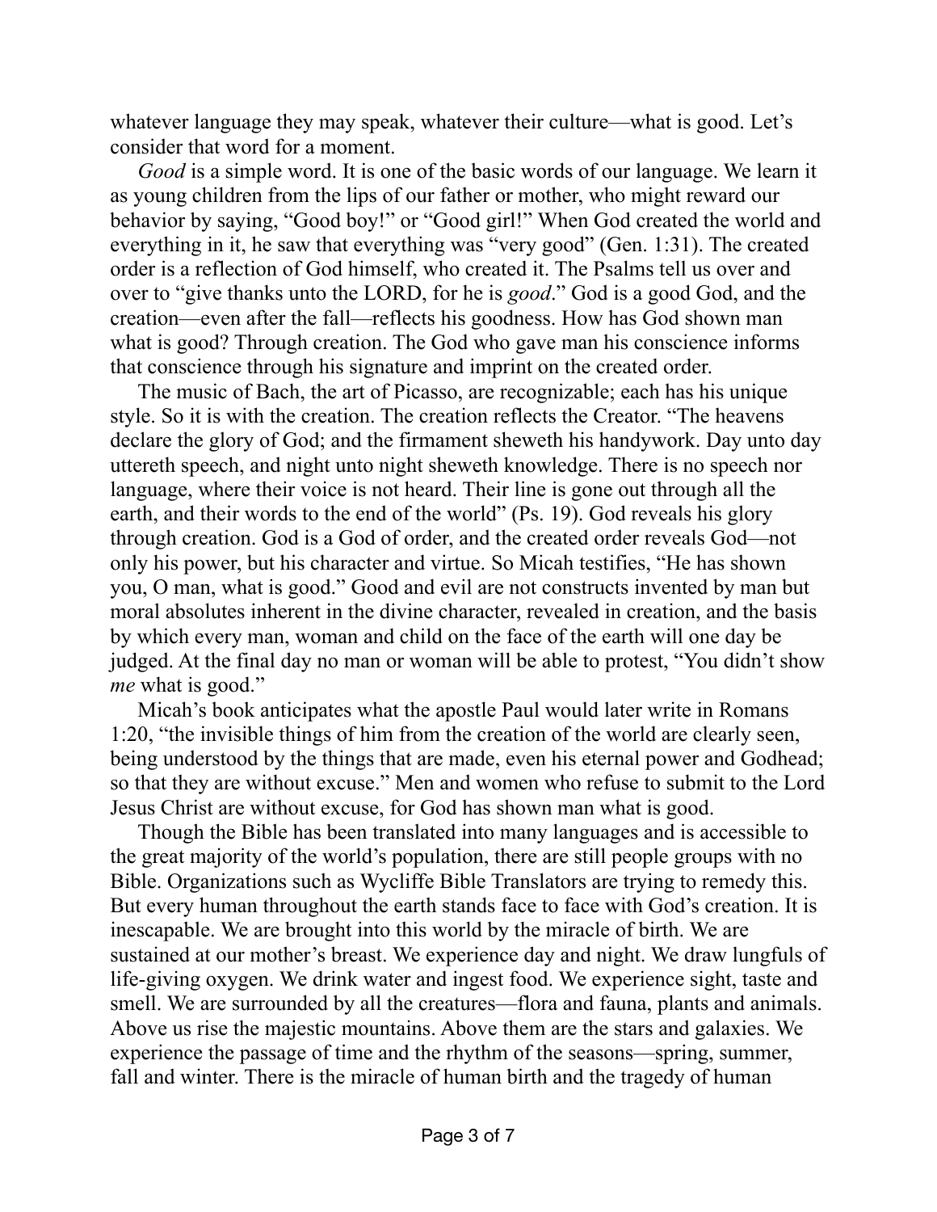whatever language they may speak, whatever their culture—what is good. Let's consider that word for a moment.

*Good* is a simple word. It is one of the basic words of our language. We learn it as young children from the lips of our father or mother, who might reward our behavior by saying, "Good boy!" or "Good girl!" When God created the world and everything in it, he saw that everything was "very good" (Gen. 1:31). The created order is a reflection of God himself, who created it. The Psalms tell us over and over to "give thanks unto the LORD, for he is *good*." God is a good God, and the creation—even after the fall—reflects his goodness. How has God shown man what is good? Through creation. The God who gave man his conscience informs that conscience through his signature and imprint on the created order.

The music of Bach, the art of Picasso, are recognizable; each has his unique style. So it is with the creation. The creation reflects the Creator. "The heavens declare the glory of God; and the firmament sheweth his handywork. Day unto day uttereth speech, and night unto night sheweth knowledge. There is no speech nor language, where their voice is not heard. Their line is gone out through all the earth, and their words to the end of the world" (Ps. 19). God reveals his glory through creation. God is a God of order, and the created order reveals God—not only his power, but his character and virtue. So Micah testifies, "He has shown you, O man, what is good." Good and evil are not constructs invented by man but moral absolutes inherent in the divine character, revealed in creation, and the basis by which every man, woman and child on the face of the earth will one day be judged. At the final day no man or woman will be able to protest, "You didn't show *me* what is good."

Micah's book anticipates what the apostle Paul would later write in Romans 1:20, "the invisible things of him from the creation of the world are clearly seen, being understood by the things that are made, even his eternal power and Godhead; so that they are without excuse." Men and women who refuse to submit to the Lord Jesus Christ are without excuse, for God has shown man what is good.

Though the Bible has been translated into many languages and is accessible to the great majority of the world's population, there are still people groups with no Bible. Organizations such as Wycliffe Bible Translators are trying to remedy this. But every human throughout the earth stands face to face with God's creation. It is inescapable. We are brought into this world by the miracle of birth. We are sustained at our mother's breast. We experience day and night. We draw lungfuls of life-giving oxygen. We drink water and ingest food. We experience sight, taste and smell. We are surrounded by all the creatures—flora and fauna, plants and animals. Above us rise the majestic mountains. Above them are the stars and galaxies. We experience the passage of time and the rhythm of the seasons—spring, summer, fall and winter. There is the miracle of human birth and the tragedy of human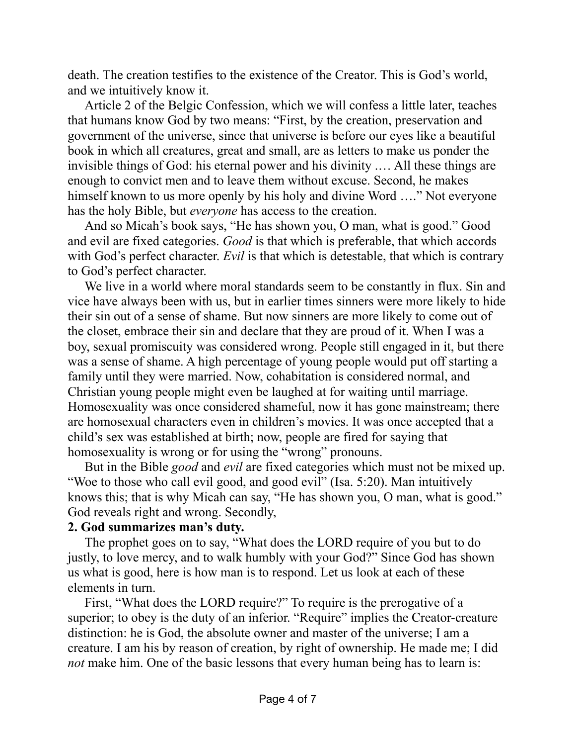death. The creation testifies to the existence of the Creator. This is God's world, and we intuitively know it.

Article 2 of the Belgic Confession, which we will confess a little later, teaches that humans know God by two means: "First, by the creation, preservation and government of the universe, since that universe is before our eyes like a beautiful book in which all creatures, great and small, are as letters to make us ponder the invisible things of God: his eternal power and his divinity .… All these things are enough to convict men and to leave them without excuse. Second, he makes himself known to us more openly by his holy and divine Word …." Not everyone has the holy Bible, but *everyone* has access to the creation.

And so Micah's book says, "He has shown you, O man, what is good." Good and evil are fixed categories. *Good* is that which is preferable, that which accords with God's perfect character. *Evil* is that which is detestable, that which is contrary to God's perfect character.

We live in a world where moral standards seem to be constantly in flux. Sin and vice have always been with us, but in earlier times sinners were more likely to hide their sin out of a sense of shame. But now sinners are more likely to come out of the closet, embrace their sin and declare that they are proud of it. When I was a boy, sexual promiscuity was considered wrong. People still engaged in it, but there was a sense of shame. A high percentage of young people would put off starting a family until they were married. Now, cohabitation is considered normal, and Christian young people might even be laughed at for waiting until marriage. Homosexuality was once considered shameful, now it has gone mainstream; there are homosexual characters even in children's movies. It was once accepted that a child's sex was established at birth; now, people are fired for saying that homosexuality is wrong or for using the "wrong" pronouns.

But in the Bible *good* and *evil* are fixed categories which must not be mixed up. "Woe to those who call evil good, and good evil" (Isa. 5:20). Man intuitively knows this; that is why Micah can say, "He has shown you, O man, what is good." God reveals right and wrong. Secondly,

**2. God summarizes man's duty.**

The prophet goes on to say, "What does the LORD require of you but to do justly, to love mercy, and to walk humbly with your God?" Since God has shown us what is good, here is how man is to respond. Let us look at each of these elements in turn.

First, "What does the LORD require?" To require is the prerogative of a superior; to obey is the duty of an inferior. "Require" implies the Creator-creature distinction: he is God, the absolute owner and master of the universe; I am a creature. I am his by reason of creation, by right of ownership. He made me; I did *not* make him. One of the basic lessons that every human being has to learn is: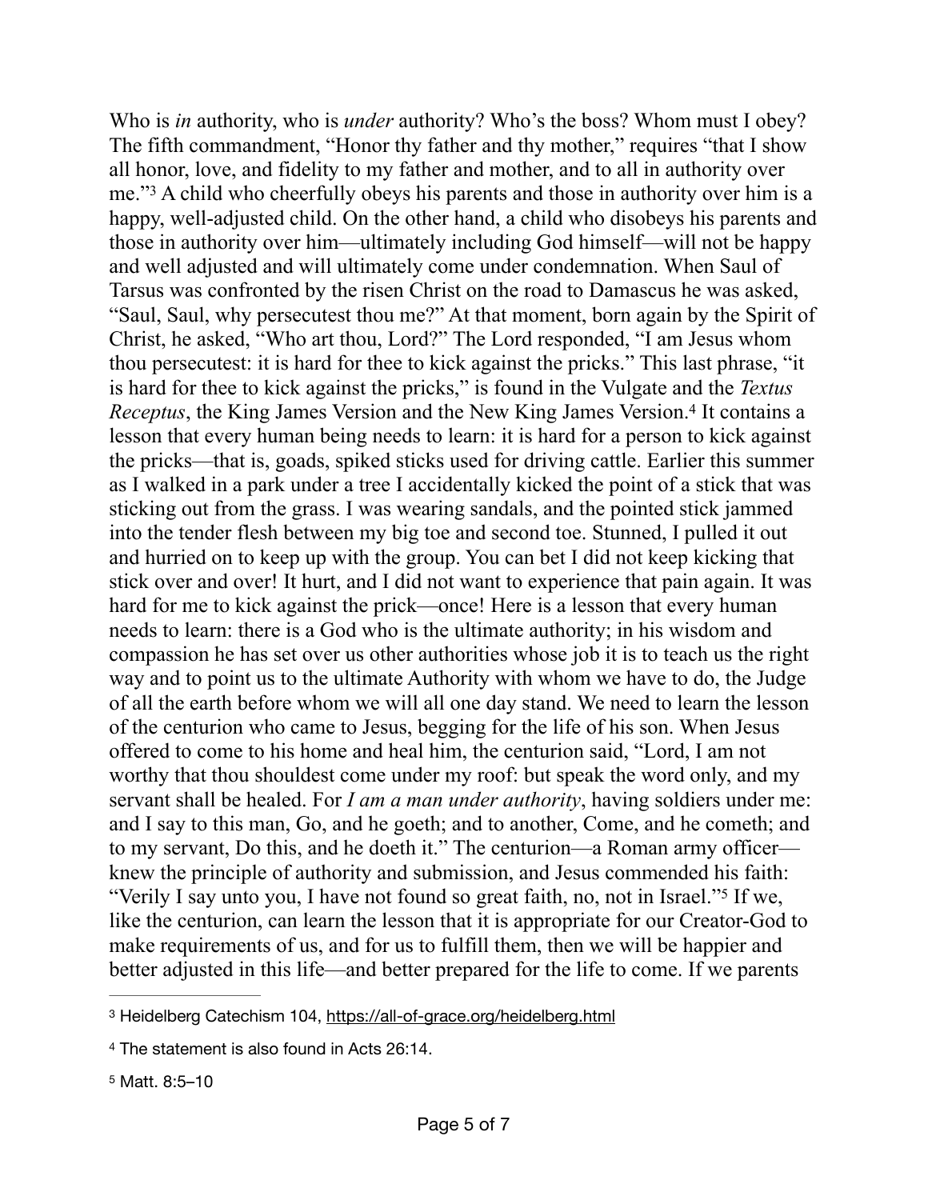Who is *in* authority, who is *under* authority? Who's the boss? Whom must I obey? The fifth commandment, "Honor thy father and thy mother," requires "that I show all honor, love, and fidelity to my father and mother, and to all in authority over me."[3] A child who cheerfully obeys his parents and those in authority over him is a happy, well-adjusted child. On the other hand, a child who disobeys his parents and those in authority over him—ultimately including God himself—will not be happy and well adjusted and will ultimately come under condemnation. When Saul of Tarsus was confronted by the risen Christ on the road to Damascus he was asked, "Saul, Saul, why persecutest thou me?" At that moment, born again by the Spirit of Christ, he asked, "Who art thou, Lord?" The Lord responded, "I am Jesus whom thou persecutest: it is hard for thee to kick against the pricks." This last phrase, "it is hard for thee to kick against the pricks," is found in the Vulgate and the *Textus Receptus*, the King James Version and the New King James Version.[4] It contains a lesson that every human being needs to learn: it is hard for a person to kick against the pricks—that is, goads, spiked sticks used for driving cattle. Earlier this summer as I walked in a park under a tree I accidentally kicked the point of a stick that was sticking out from the grass. I was wearing sandals, and the pointed stick jammed into the tender flesh between my big toe and second toe. Stunned, I pulled it out and hurried on to keep up with the group. You can bet I did not keep kicking that stick over and over! It hurt, and I did not want to experience that pain again. It was hard for me to kick against the prick—once! Here is a lesson that every human needs to learn: there is a God who is the ultimate authority; in his wisdom and compassion he has set over us other authorities whose job it is to teach us the right way and to point us to the ultimate Authority with whom we have to do, the Judge of all the earth before whom we will all one day stand. We need to learn the lesson of the centurion who came to Jesus, begging for the life of his son. When Jesus offered to come to his home and heal him, the centurion said, "Lord, I am not worthy that thou shouldest come under my roof: but speak the word only, and my servant shall be healed. For *I am a man under authority*, having soldiers under me: and I say to this man, Go, and he goeth; and to another, Come, and he cometh; and to my servant, Do this, and he doeth it." The centurion—a Roman army officer—knew the principle of authority and submission, and Jesus commended his faith: "Verily I say unto you, I have not found so great faith, no, not in Israel."[5] If we, like the centurion, can learn the lesson that it is appropriate for our Creator-God to make requirements of us, and for us to fulfill them, then we will be happier and better adjusted in this life—and better prepared for the life to come. If we parents

---

[3] Heidelberg Catechism 104, https://all-of-grace.org/heidelberg.html

[4] The statement is also found in Acts 26:14.

[5] Matt. 8:5–10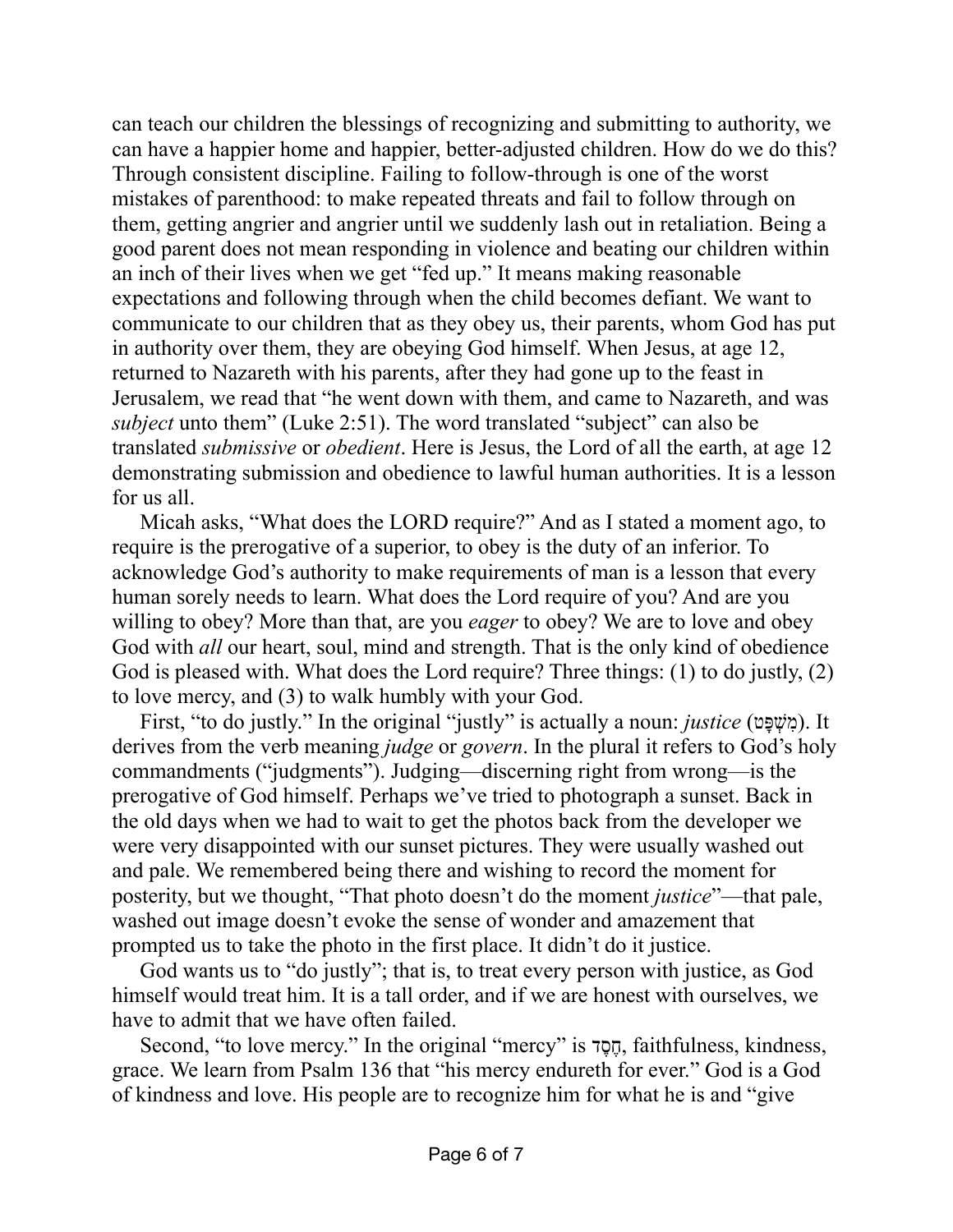can teach our children the blessings of recognizing and submitting to authority, we can have a happier home and happier, better-adjusted children. How do we do this? Through consistent discipline. Failing to follow-through is one of the worst mistakes of parenthood: to make repeated threats and fail to follow through on them, getting angrier and angrier until we suddenly lash out in retaliation. Being a good parent does not mean responding in violence and beating our children within an inch of their lives when we get "fed up." It means making reasonable expectations and following through when the child becomes defiant. We want to communicate to our children that as they obey us, their parents, whom God has put in authority over them, they are obeying God himself. When Jesus, at age 12, returned to Nazareth with his parents, after they had gone up to the feast in Jerusalem, we read that "he went down with them, and came to Nazareth, and was *subject* unto them" (Luke 2:51). The word translated "subject" can also be translated *submissive* or *obedient*. Here is Jesus, the Lord of all the earth, at age 12 demonstrating submission and obedience to lawful human authorities. It is a lesson for us all.

Micah asks, "What does the LORD require?" And as I stated a moment ago, to require is the prerogative of a superior, to obey is the duty of an inferior. To acknowledge God's authority to make requirements of man is a lesson that every human sorely needs to learn. What does the Lord require of you? And are you willing to obey? More than that, are you *eager* to obey? We are to love and obey God with *all* our heart, soul, mind and strength. That is the only kind of obedience God is pleased with. What does the Lord require? Three things: (1) to do justly, (2) to love mercy, and (3) to walk humbly with your God.

First, "to do justly." In the original "justly" is actually a noun: *justice* (מִשְׁפָּט). It derives from the verb meaning *judge* or *govern*. In the plural it refers to God's holy commandments ("judgments"). Judging—discerning right from wrong—is the prerogative of God himself. Perhaps we've tried to photograph a sunset. Back in the old days when we had to wait to get the photos back from the developer we were very disappointed with our sunset pictures. They were usually washed out and pale. We remembered being there and wishing to record the moment for posterity, but we thought, "That photo doesn't do the moment *justice*"—that pale, washed out image doesn't evoke the sense of wonder and amazement that prompted us to take the photo in the first place. It didn't do it justice.

God wants us to "do justly"; that is, to treat every person with justice, as God himself would treat him. It is a tall order, and if we are honest with ourselves, we have to admit that we have often failed.

Second, "to love mercy." In the original "mercy" is חֶסֶד, faithfulness, kindness, grace. We learn from Psalm 136 that "his mercy endureth for ever." God is a God of kindness and love. His people are to recognize him for what he is and "give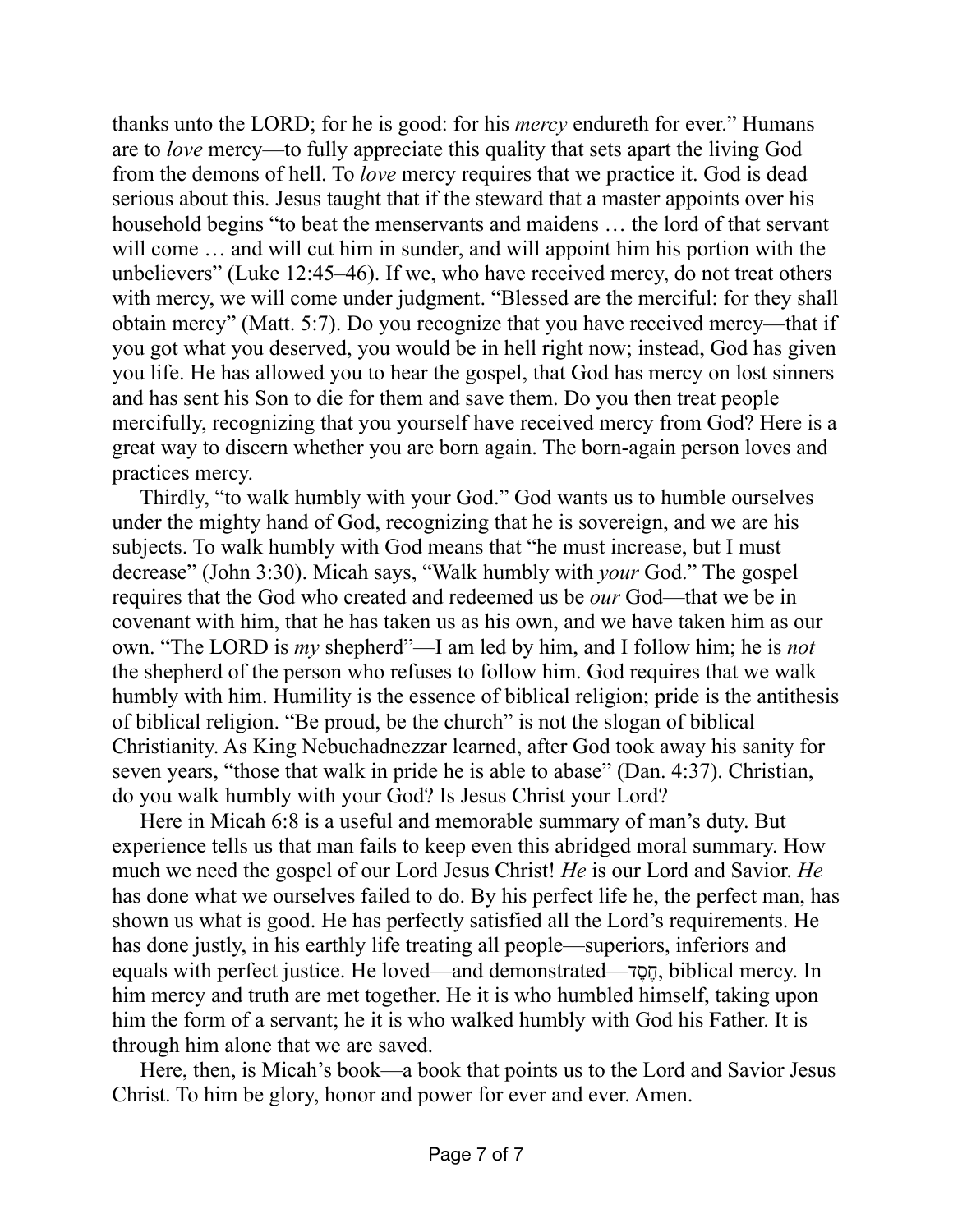thanks unto the LORD; for he is good: for his *mercy* endureth for ever." Humans are to *love* mercy—to fully appreciate this quality that sets apart the living God from the demons of hell. To *love* mercy requires that we practice it. God is dead serious about this. Jesus taught that if the steward that a master appoints over his household begins "to beat the menservants and maidens … the lord of that servant will come … and will cut him in sunder, and will appoint him his portion with the unbelievers" (Luke 12:45–46). If we, who have received mercy, do not treat others with mercy, we will come under judgment. "Blessed are the merciful: for they shall obtain mercy" (Matt. 5:7). Do you recognize that you have received mercy—that if you got what you deserved, you would be in hell right now; instead, God has given you life. He has allowed you to hear the gospel, that God has mercy on lost sinners and has sent his Son to die for them and save them. Do you then treat people mercifully, recognizing that you yourself have received mercy from God? Here is a great way to discern whether you are born again. The born-again person loves and practices mercy.

Thirdly, "to walk humbly with your God." God wants us to humble ourselves under the mighty hand of God, recognizing that he is sovereign, and we are his subjects. To walk humbly with God means that "he must increase, but I must decrease" (John 3:30). Micah says, "Walk humbly with *your* God." The gospel requires that the God who created and redeemed us be *our* God—that we be in covenant with him, that he has taken us as his own, and we have taken him as our own. "The LORD is *my* shepherd"—I am led by him, and I follow him; he is *not* the shepherd of the person who refuses to follow him. God requires that we walk humbly with him. Humility is the essence of biblical religion; pride is the antithesis of biblical religion. "Be proud, be the church" is not the slogan of biblical Christianity. As King Nebuchadnezzar learned, after God took away his sanity for seven years, "those that walk in pride he is able to abase" (Dan. 4:37). Christian, do you walk humbly with your God? Is Jesus Christ your Lord?

Here in Micah 6:8 is a useful and memorable summary of man's duty. But experience tells us that man fails to keep even this abridged moral summary. How much we need the gospel of our Lord Jesus Christ! *He* is our Lord and Savior. *He* has done what we ourselves failed to do. By his perfect life he, the perfect man, has shown us what is good. He has perfectly satisfied all the Lord's requirements. He has done justly, in his earthly life treating all people—superiors, inferiors and equals with perfect justice. He loved—and demonstrated—חֶסֶד, biblical mercy. In him mercy and truth are met together. He it is who humbled himself, taking upon him the form of a servant; he it is who walked humbly with God his Father. It is through him alone that we are saved.

Here, then, is Micah's book—a book that points us to the Lord and Savior Jesus Christ. To him be glory, honor and power for ever and ever. Amen.